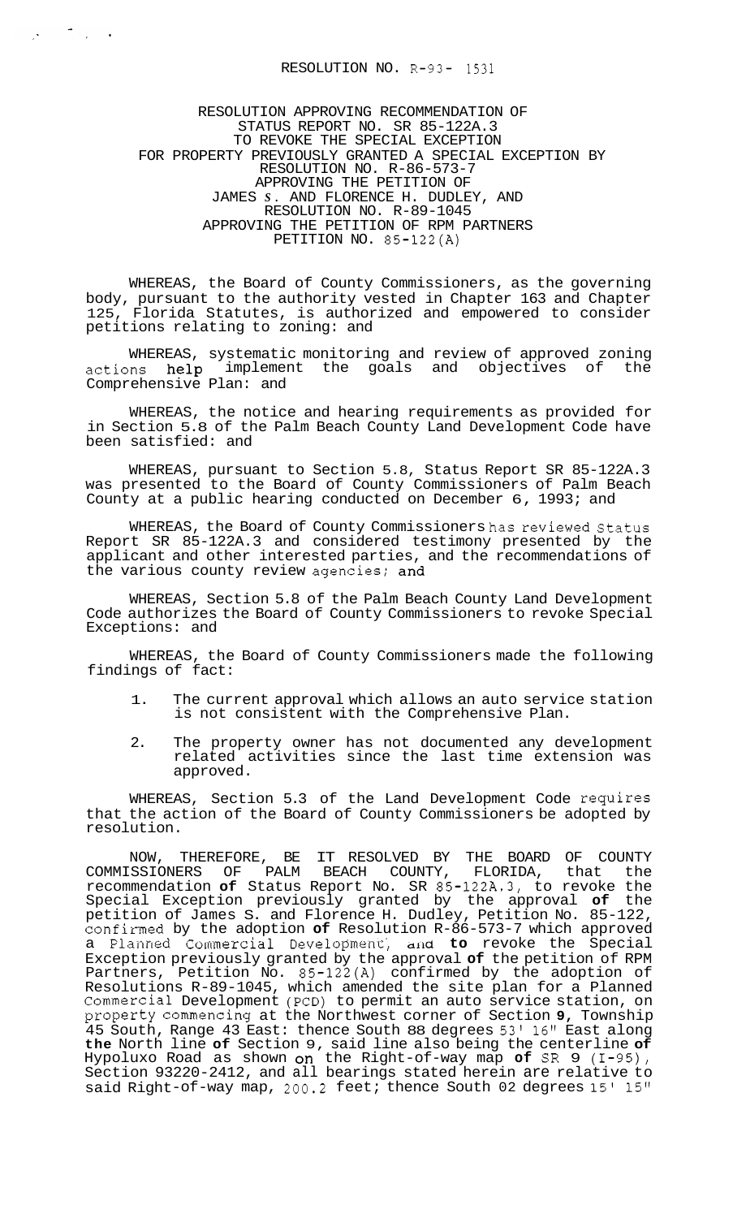RESOLUTION NO. R-93- 1531

RESOLUTION APPROVING RECOMMENDATION OF
STATUS REPORT NO. SR 85-122A.3
TO REVOKE THE SPECIAL EXCEPTION
FOR PROPERTY PREVIOUSLY GRANTED A SPECIAL EXCEPTION BY
RESOLUTION NO. R-86-573-7
APPROVING THE PETITION OF
JAMES S. AND FLORENCE H. DUDLEY, AND
RESOLUTION NO. R-89-1045
APPROVING THE PETITION OF RPM PARTNERS
PETITION NO. 85-122(A)

WHEREAS, the Board of County Commissioners, as the governing body, pursuant to the authority vested in Chapter 163 and Chapter 125, Florida Statutes, is authorized and empowered to consider petitions relating to zoning: and

WHEREAS, systematic monitoring and review of approved zoning actions help implement the goals and objectives of the Comprehensive Plan: and

WHEREAS, the notice and hearing requirements as provided for in Section 5.8 of the Palm Beach County Land Development Code have been satisfied: and

WHEREAS, pursuant to Section 5.8, Status Report SR 85-122A.3 was presented to the Board of County Commissioners of Palm Beach County at a public hearing conducted on December 6, 1993; and

WHEREAS, the Board of County Commissioners has reviewed Status Report SR 85-122A.3 and considered testimony presented by the applicant and other interested parties, and the recommendations of the various county review agencies; and

WHEREAS, Section 5.8 of the Palm Beach County Land Development Code authorizes the Board of County Commissioners to revoke Special Exceptions: and

WHEREAS, the Board of County Commissioners made the following findings of fact:

1. The current approval which allows an auto service station is not consistent with the Comprehensive Plan.
2. The property owner has not documented any development related activities since the last time extension was approved.

WHEREAS, Section 5.3 of the Land Development Code requires that the action of the Board of County Commissioners be adopted by resolution.

NOW, THEREFORE, BE IT RESOLVED BY THE BOARD OF COUNTY COMMISSIONERS OF PALM BEACH COUNTY, FLORIDA, that the recommendation **of** Status Report No. SR 85-122A.3, to revoke the Special Exception previously granted by the approval **of** the petition of James S. and Florence H. Dudley, Petition No. 85-122, confirmed by the adoption **of** Resolution R-86-573-7 which approved a Planned Commercial Development, and **to** revoke the Special Exception previously granted by the approval **of** the petition of RPM Partners, Petition No. 85-122(A) confirmed by the adoption of Resolutions R-89-1045, which amended the site plan for a Planned Commercial Development (PCD) to permit an auto service station, on property commencing at the Northwest corner of Section **9**, Township 45 South, Range 43 East: thence South 88 degrees 53' 16" East along **the** North line **of** Section 9, said line also being the centerline **of** Hypoluxo Road as shown on the Right-of-way map **of** SR 9 (I-95), Section 93220-2412, and all bearings stated herein are relative to said Right-of-way map, 200.2 feet; thence South 02 degrees 15' 15"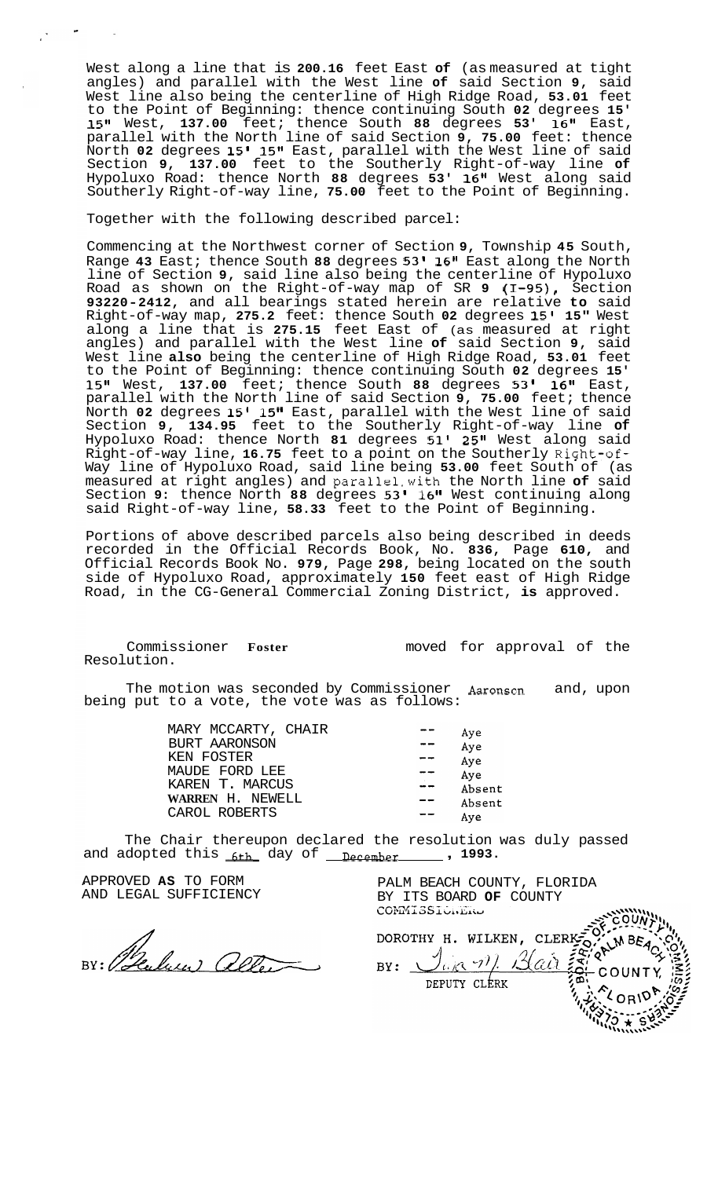West along a line that is **200.16** feet East **of** (as measured at tight angles) and parallel with the West line **of** said Section **9**, said West line also being the centerline of High Ridge Road, **53.01** feet to the Point of Beginning: thence continuing South **02** degrees **15' 15"** West, **137.00** feet; thence South **88** degrees **53' 16"** East, parallel with the North line of said Section **9**, **75.00** feet: thence North **02** degrees **15' 15"** East, parallel with the West line of said Section **9**, **137.00** feet to the Southerly Right-of-way line **of** Hypoluxo Road: thence North **88** degrees **53' 16"** West along said Southerly Right-of-way line, **75.00** feet to the Point of Beginning.

Together with the following described parcel:

Commencing at the Northwest corner of Section **9**, Township **45** South, Range **43** East; thence South **88** degrees **53' 16"** East along the North line of Section **9**, said line also being the centerline of Hypoluxo Road as shown on the Right-of-way map of SR **9 (I-95)**, Section **93220-2412**, and all bearings stated herein are relative **to** said Right-of-way map, **275.2** feet: thence South **02** degrees **15' 15"** West along a line that is **275.15** feet East of (as measured at right angles) and parallel with the West line **of** said Section **9**, said West line **also** being the centerline of High Ridge Road, **53.01** feet to the Point of Beginning: thence continuing South **02** degrees **15' 15"** West, **137.00** feet; thence South **88** degrees **53' 16"** East, parallel with the North line of said Section **9**, **75.00** feet; thence North **02** degrees **15' 15"** East, parallel with the West line of said Section **9**, **134.95** feet to the Southerly Right-of-way line **of** Hypoluxo Road: thence North **81** degrees **51' 25"** West along said Right-of-way line, **16.75** feet to a point on the Southerly Right-of-Way line of Hypoluxo Road, said line being **53.00** feet South of (as measured at right angles) and parallel with the North line **of** said Section **9**: thence North **88** degrees **53' 16"** West continuing along said Right-of-way line, **58.33** feet to the Point of Beginning.

Portions of above described parcels also being described in deeds recorded in the Official Records Book, No. **836**, Page **610**, and Official Records Book No. **979**, Page **298**, being located on the south side of Hypoluxo Road, approximately **150** feet east of High Ridge Road, in the CG-General Commercial Zoning District, **is** approved.

Commissioner **Foster** moved for approval of the Resolution.

The motion was seconded by Commissioner Aaronson and, upon being put to a vote, the vote was as follows:

| | | |
|---|---|---|
| MARY MCCARTY, CHAIR | -- | Aye |
| BURT AARONSON | -- | Aye |
| KEN FOSTER | -- | Aye |
| MAUDE FORD LEE | -- | Aye |
| KAREN T. MARCUS | -- | Absent |
| WARREN H. NEWELL | -- | Absent |
| CAROL ROBERTS | -- | Aye |

The Chair thereupon declared the resolution was duly passed and adopted this 6th day of December, **1993**.

APPROVED **AS** TO FORM
AND LEGAL SUFFICIENCY

BY: [signature]

PALM BEACH COUNTY, FLORIDA
BY ITS BOARD **OF** COUNTY
COMMISSIONERS

DOROTHY H. WILKEN, CLERK

BY: [signature]
DEPUTY CLERK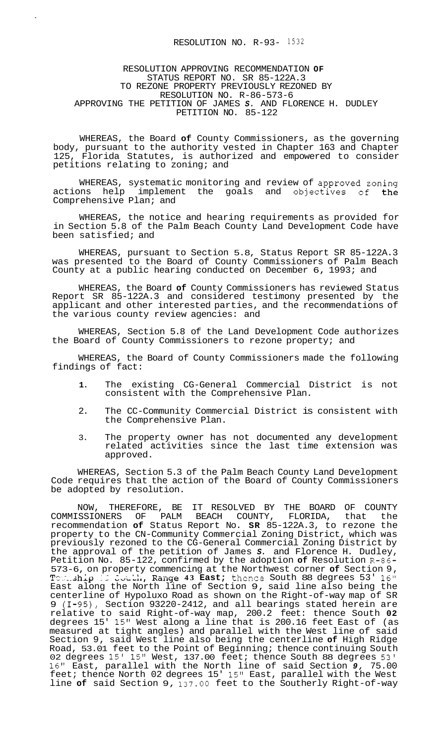RESOLUTION NO. R-93- 1532

RESOLUTION APPROVING RECOMMENDATION **OF** STATUS REPORT NO. SR 85-122A.3 TO REZONE PROPERTY PREVIOUSLY REZONED BY RESOLUTION NO. R-86-573-6 APPROVING THE PETITION OF JAMES *S.* AND FLORENCE H. DUDLEY PETITION NO. 85-122

WHEREAS, the Board **of** County Commissioners, as the governing body, pursuant to the authority vested in Chapter 163 and Chapter 125, Florida Statutes, is authorized and empowered to consider petitions relating to zoning; and

WHEREAS, systematic monitoring and review of approved zoning actions help implement the goals and objectives of the Comprehensive Plan; and

WHEREAS, the notice and hearing requirements as provided for in Section 5.8 of the Palm Beach County Land Development Code have been satisfied; and

WHEREAS, pursuant to Section 5.8, Status Report SR 85-122A.3 was presented to the Board of County Commissioners of Palm Beach County at a public hearing conducted on December 6, 1993; and

WHEREAS, the Board **of** County Commissioners has reviewed Status Report SR 85-122A.3 and considered testimony presented by the applicant and other interested parties, and the recommendations of the various county review agencies: and

WHEREAS, Section 5.8 of the Land Development Code authorizes the Board of County Commissioners to rezone property; and

WHEREAS, the Board of County Commissioners made the following findings of fact:

1. The existing CG-General Commercial District is not consistent with the Comprehensive Plan.
2. The CC-Community Commercial District is consistent with the Comprehensive Plan.
3. The property owner has not documented any development related activities since the last time extension was approved.

WHEREAS, Section 5.3 of the Palm Beach County Land Development Code requires that the action of the Board of County Commissioners be adopted by resolution.

NOW, THEREFORE, BE IT RESOLVED BY THE BOARD OF COUNTY COMMISSIONERS OF PALM BEACH COUNTY, FLORIDA, that the recommendation **of** Status Report No. **SR** 85-122A.3, to rezone the property to the CN-Community Commercial Zoning District, which was previously rezoned to the CG-General Commercial Zoning District by the approval of the petition of James *S.* and Florence H. Dudley, Petition No. 85-122, confirmed by the adoption **of** Resolution R-86-573-6, on property commencing at the Northwest corner **of** Section 9, Township 45 South, Range **43 East**; thence South 88 degrees 53' 16" East along the North line of Section 9, said line also being the centerline of Hypoluxo Road as shown on the Right-of-way map of SR 9 (I-95), Section 93220-2412, and all bearings stated herein are relative to said Right-of-way map, 200.2 feet: thence South **02** degrees 15' 15" West along a line that is 200.16 feet East of (as measured at tight angles) and parallel with the West line of said Section 9, said West line also being the centerline **of** High Ridge Road, 53.01 feet to the Point of Beginning; thence continuing South 02 degrees 15' 15" West, 137.00 feet; thence South 88 degrees 53' 16" East, parallel with the North line of said Section *9*, 75.00 feet; thence North 02 degrees 15' 15" East, parallel with the West line **of** said Section 9, 137.00 feet to the Southerly Right-of-way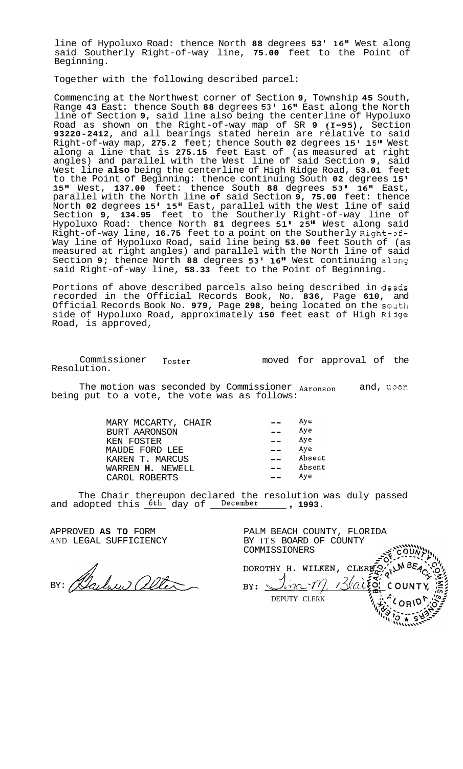line of Hypoluxo Road: thence North 88 degrees 53' 16" West along said Southerly Right-of-way line, 75.00 feet to the Point of Beginning.

Together with the following described parcel:

Commencing at the Northwest corner of Section 9, Township 45 South, Range 43 East: thence South 88 degrees 53' 16" East along the North line of Section 9, said line also being the centerline of Hypoluxo Road as shown on the Right-of-way map of SR 9 (I-95), Section 93220-2412, and all bearings stated herein are relative to said Right-of-way map, 275.2 feet; thence South 02 degrees 15' 15" West along a line that is 275.15 feet East of (as measured at right angles) and parallel with the West line of said Section 9, said West line also being the centerline of High Ridge Road, 53.01 feet to the Point of Beginning: thence continuing South 02 degrees 15' 15" West, 137.00 feet: thence South 88 degrees 53' 16" East, parallel with the North line of said Section 9, 75.00 feet: thence North 02 degrees 15' 15" East, parallel with the West line of said Section 9, 134.95 feet to the Southerly Right-of-way line of Hypoluxo Road: thence North 81 degrees 51' 25" West along said Right-of-way line, 16.75 feet to a point on the Southerly Right-of-Way line of Hypoluxo Road, said line being 53.00 feet South of (as measured at right angles) and parallel with the North line of said Section 9; thence North 88 degrees 53' 16" West continuing along said Right-of-way line, 58.33 feet to the Point of Beginning.

Portions of above described parcels also being described in deeds recorded in the Official Records Book, No. 836, Page 610, and Official Records Book No. 979, Page 298, being located on the south side of Hypoluxo Road, approximately 150 feet east of High Ridge Road, is approved,

Commissioner Foster moved for approval of the Resolution.

The motion was seconded by Commissioner Aaronson and, upon being put to a vote, the vote was as follows:

| | | |
|---|---|---|
| MARY MCCARTY, CHAIR | -- | Aye |
| BURT AARONSON | -- | Aye |
| KEN FOSTER | -- | Aye |
| MAUDE FORD LEE | -- | Aye |
| KAREN T. MARCUS | -- | Absent |
| WARREN H. NEWELL | -- | Absent |
| CAROL ROBERTS | -- | Aye |

The Chair thereupon declared the resolution was duly passed and adopted this 6th day of December, 1993.

APPROVED AS TO FORM
AND LEGAL SUFFICIENCY

BY: Barbara Alter

PALM BEACH COUNTY, FLORIDA
BY ITS BOARD OF COUNTY
COMMISSIONERS

DOROTHY H. WILKEN, CLERK

BY: Lina M. Blair
DEPUTY CLERK

BOARD OF COUNTY COMMISSIONERS PALM BEACH COUNTY, FLORIDA